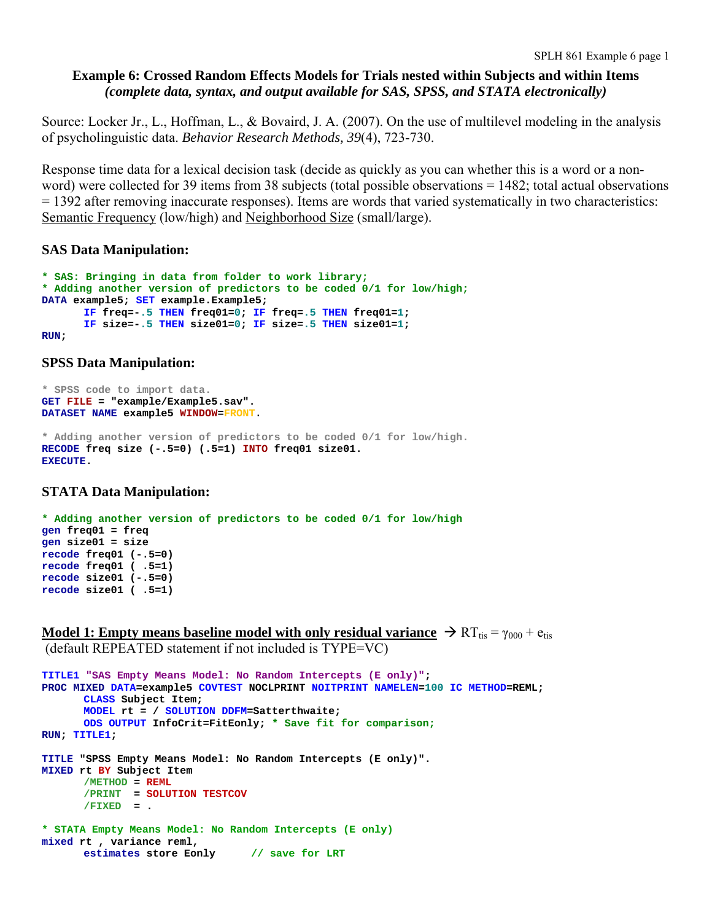# Example 6: Crossed Random Effects Models for Trials nested within Subjects and within Items

***(complete data, syntax, and output available for SAS, SPSS, and STATA electronically)***

Source: Locker Jr., L., Hoffman, L., & Bovaird, J. A. (2007). On the use of multilevel modeling in the analysis of psycholinguistic data. *Behavior Research Methods, 39*(4), 723-730.

Response time data for a lexical decision task (decide as quickly as you can whether this is a word or a non-word) were collected for 39 items from 38 subjects (total possible observations = 1482; total actual observations = 1392 after removing inaccurate responses). Items are words that varied systematically in two characteristics: Semantic Frequency (low/high) and Neighborhood Size (small/large).

### SAS Data Manipulation:

```
* SAS: Bringing in data from folder to work library;
* Adding another version of predictors to be coded 0/1 for low/high;
DATA example5; SET example.Example5;
      IF freq=-.5 THEN freq01=0; IF freq=.5 THEN freq01=1;
      IF size=-.5 THEN size01=0; IF size=.5 THEN size01=1;
RUN;
```

### SPSS Data Manipulation:

```
* SPSS code to import data.
GET FILE = "example/Example5.sav".
DATASET NAME example5 WINDOW=FRONT.

* Adding another version of predictors to be coded 0/1 for low/high.
RECODE freq size (-.5=0) (.5=1) INTO freq01 size01.
EXECUTE.
```

### STATA Data Manipulation:

```
* Adding another version of predictors to be coded 0/1 for low/high
gen freq01 = freq
gen size01 = size
recode freq01 (-.5=0)
recode freq01 ( .5=1)
recode size01 (-.5=0)
recode size01 ( .5=1)
```

**Model 1: Empty means baseline model with only residual variance** → $RT_{tis} = \gamma_{000} + e_{tis}$
(default REPEATED statement if not included is TYPE=VC)

```
TITLE1 "SAS Empty Means Model: No Random Intercepts (E only)";
PROC MIXED DATA=example5 COVTEST NOCLPRINT NOITPRINT NAMELEN=100 IC METHOD=REML;
      CLASS Subject Item;
      MODEL rt = / SOLUTION DDFM=Satterthwaite;
      ODS OUTPUT InfoCrit=FitEonly; * Save fit for comparison;
RUN; TITLE1;

TITLE "SPSS Empty Means Model: No Random Intercepts (E only)".
MIXED rt BY Subject Item
      /METHOD = REML
      /PRINT  = SOLUTION TESTCOV
      /FIXED  = .

* STATA Empty Means Model: No Random Intercepts (E only)
mixed rt , variance reml,
      estimates store Eonly      // save for LRT
```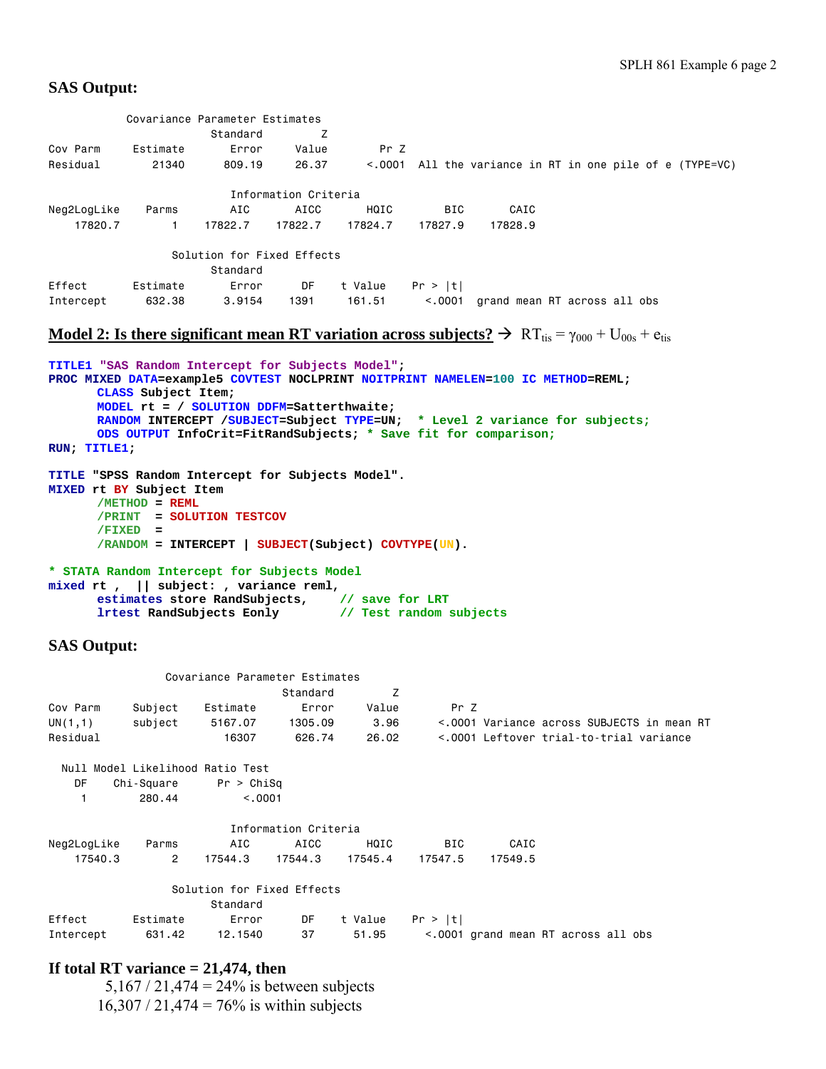### SAS Output:

```
           Covariance Parameter Estimates
                     Standard         Z
Cov Parm    Estimate      Error     Value       Pr Z
Residual       21340     809.19     26.37      <.0001  All the variance in RT in one pile of e (TYPE=VC)

                         Information Criteria
Neg2LogLike    Parms       AIC       AICC       HQIC        BIC       CAIC
    17820.7        1   17822.7    17822.7    17824.7    17827.9    17828.9

                 Solution for Fixed Effects
                     Standard
Effect      Estimate      Error      DF    t Value    Pr > |t|
Intercept     632.38     3.9154    1391     161.51      <.0001  grand mean RT across all obs
```

## Model 2: Is there significant mean RT variation across subjects? → $RT_{tis} = \gamma_{000} + U_{00s} + e_{tis}$

```
TITLE1 "SAS Random Intercept for Subjects Model";
PROC MIXED DATA=example5 COVTEST NOCLPRINT NOITPRINT NAMELEN=100 IC METHOD=REML;
      CLASS Subject Item;
      MODEL rt = / SOLUTION DDFM=Satterthwaite;
      RANDOM INTERCEPT /SUBJECT=Subject TYPE=UN;  * Level 2 variance for subjects;
      ODS OUTPUT InfoCrit=FitRandSubjects; * Save fit for comparison;
RUN; TITLE1;

TITLE "SPSS Random Intercept for Subjects Model".
MIXED rt BY Subject Item
      /METHOD = REML
      /PRINT  = SOLUTION TESTCOV
      /FIXED  =
      /RANDOM = INTERCEPT | SUBJECT(Subject) COVTYPE(UN).

* STATA Random Intercept for Subjects Model
mixed rt ,  || subject: , variance reml,
      estimates store RandSubjects,     // save for LRT
      lrtest RandSubjects Eonly         // Test random subjects
```

### SAS Output:

```
                Covariance Parameter Estimates
                                  Standard         Z
Cov Parm    Subject    Estimate      Error     Value       Pr Z
UN(1,1)     subject     5167.07    1305.09      3.96     <.0001 Variance across SUBJECTS in mean RT
Residual                  16307     626.74     26.02     <.0001 Leftover trial-to-trial variance

  Null Model Likelihood Ratio Test
    DF    Chi-Square      Pr > ChiSq
     1        280.44          <.0001

                         Information Criteria
Neg2LogLike    Parms       AIC       AICC       HQIC        BIC       CAIC
    17540.3        2   17544.3    17544.3    17545.4    17547.5    17549.5

                 Solution for Fixed Effects
                     Standard
Effect      Estimate      Error      DF    t Value    Pr > |t|
Intercept     631.42    12.1540      37      51.95      <.0001 grand mean RT across all obs
```

**If total RT variance = 21,474, then**

5,167 / 21,474 = 24% is between subjects

16,307 / 21,474 = 76% is within subjects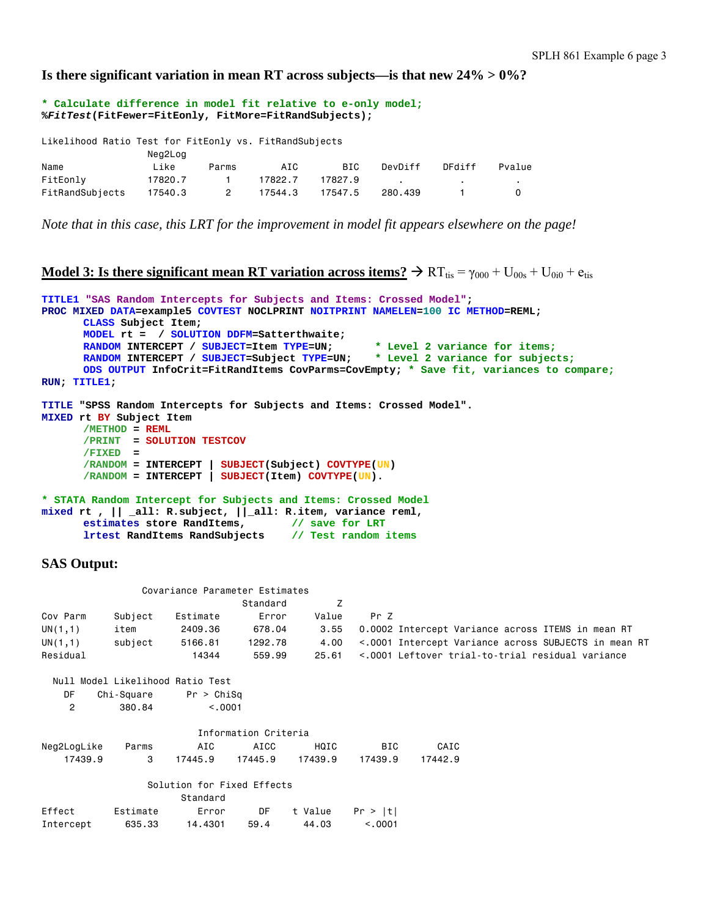### Is there significant variation in mean RT across subjects—is that new 24% > 0%?

```
* Calculate difference in model fit relative to e-only model;
%FitTest(FitFewer=FitEonly, FitMore=FitRandSubjects);
```

```
Likelihood Ratio Test for FitEonly vs. FitRandSubjects
                  Neg2Log
Name               Like      Parms       AIC        BIC      DevDiff    DFdiff    Pvalue
FitEonly          17820.7      1       17822.7    17827.9       .          .         .
FitRandSubjects   17540.3      2       17544.3    17547.5    280.439       1         0
```

*Note that in this case, this LRT for the improvement in model fit appears elsewhere on the page!*

### Model 3: Is there significant mean RT variation across items? → $RT_{tis} = \gamma_{000} + U_{00s} + U_{0i0} + e_{tis}$

```
TITLE1 "SAS Random Intercepts for Subjects and Items: Crossed Model";
PROC MIXED DATA=example5 COVTEST NOCLPRINT NOITPRINT NAMELEN=100 IC METHOD=REML;
      CLASS Subject Item;
      MODEL rt =  / SOLUTION DDFM=Satterthwaite;
      RANDOM INTERCEPT / SUBJECT=Item TYPE=UN;      * Level 2 variance for items;
      RANDOM INTERCEPT / SUBJECT=Subject TYPE=UN;   * Level 2 variance for subjects;
      ODS OUTPUT InfoCrit=FitRandItems CovParms=CovEmpty; * Save fit, variances to compare;
RUN; TITLE1;

TITLE "SPSS Random Intercepts for Subjects and Items: Crossed Model".
MIXED rt BY Subject Item
      /METHOD = REML
      /PRINT  = SOLUTION TESTCOV
      /FIXED  =
      /RANDOM = INTERCEPT | SUBJECT(Subject) COVTYPE(UN)
      /RANDOM = INTERCEPT | SUBJECT(Item) COVTYPE(UN).

* STATA Random Intercept for Subjects and Items: Crossed Model
mixed rt , || _all: R.subject, ||_all: R.item, variance reml,
      estimates store RandItems,       // save for LRT
      lrtest RandItems RandSubjects    // Test random items
```

### SAS Output:

```
                Covariance Parameter Estimates
                                     Standard         Z
Cov Parm     Subject     Estimate       Error     Value      Pr Z
UN(1,1)      item         2409.36      678.04      3.55    0.0002 Intercept Variance across ITEMS in mean RT
UN(1,1)      subject      5166.81     1292.78      4.00    <.0001 Intercept Variance across SUBJECTS in mean RT
Residual                    14344      559.99     25.61    <.0001 Leftover trial-to-trial residual variance

  Null Model Likelihood Ratio Test
    DF    Chi-Square      Pr > ChiSq
     2        380.84          <.0001

                          Information Criteria
Neg2LogLike    Parms        AIC       AICC       HQIC        BIC       CAIC
    17439.9        3    17445.9    17445.9    17439.9    17439.9    17442.9

                 Solution for Fixed Effects
                            Standard
Effect       Estimate        Error      DF    t Value    Pr > |t|
Intercept      635.33      14.4301    59.4      44.03      <.0001
```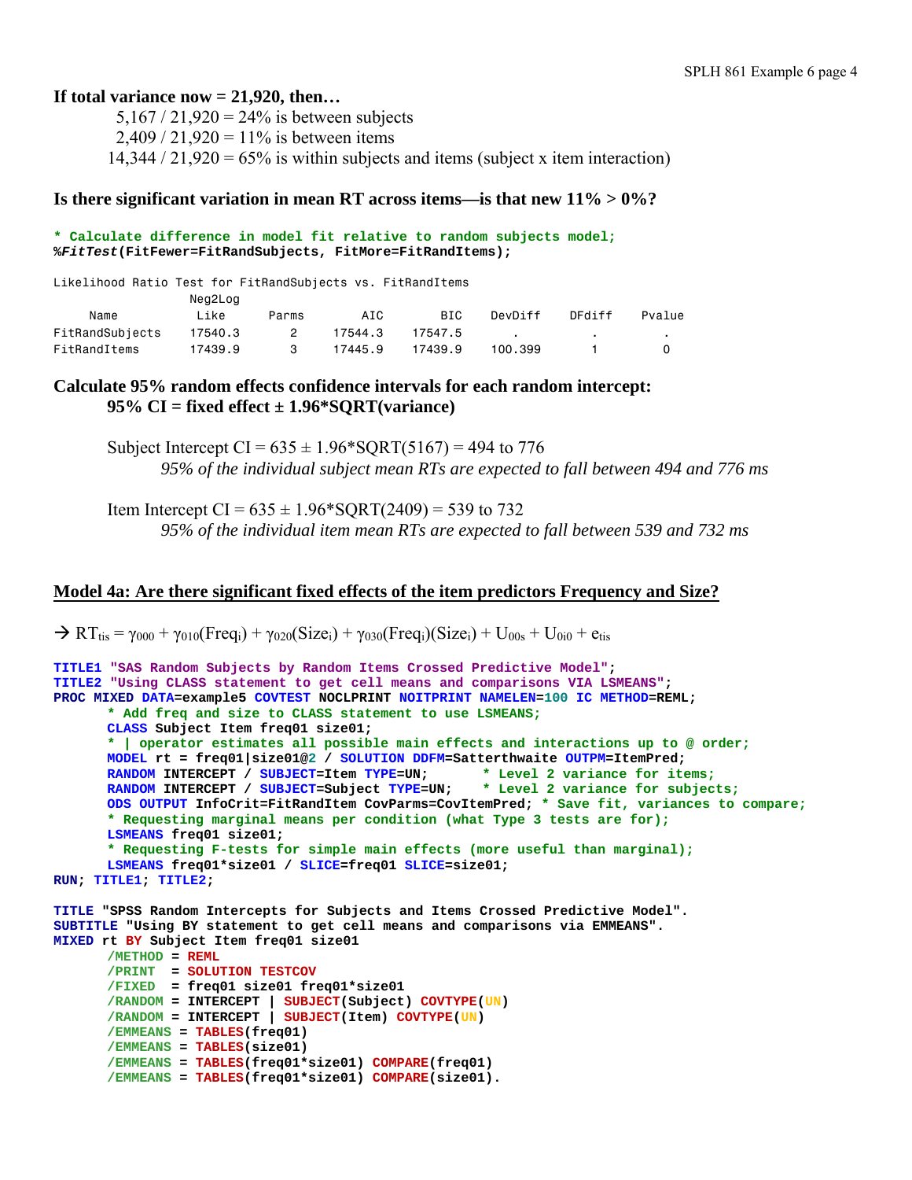**If total variance now = 21,920, then…**

5,167 / 21,920 = 24% is between subjects
2,409 / 21,920 = 11% is between items
14,344 / 21,920 = 65% is within subjects and items (subject x item interaction)

**Is there significant variation in mean RT across items—is that new 11% > 0%?**

```
* Calculate difference in model fit relative to random subjects model;
%FitTest(FitFewer=FitRandSubjects, FitMore=FitRandItems);
```

```
Likelihood Ratio Test for FitRandSubjects vs. FitRandItems
                 Neg2Log
     Name         Like      Parms       AIC        BIC      DevDiff    DFdiff     Pvalue
FitRandSubjects  17540.3      2      17544.3    17547.5        .          .          .
FitRandItems     17439.9      3      17445.9    17439.9     100.399       1          0
```

**Calculate 95% random effects confidence intervals for each random intercept:**
**95% CI = fixed effect ± 1.96*SQRT(variance)**

Subject Intercept CI = 635 ± 1.96*SQRT(5167) = 494 to 776
*95% of the individual subject mean RTs are expected to fall between 494 and 776 ms*

Item Intercept CI = 635 ± 1.96*SQRT(2409) = 539 to 732
*95% of the individual item mean RTs are expected to fall between 539 and 732 ms*

## Model 4a: Are there significant fixed effects of the item predictors Frequency and Size?

→ $RT_{tis} = \gamma_{000} + \gamma_{010}(Freq_i) + \gamma_{020}(Size_i) + \gamma_{030}(Freq_i)(Size_i) + U_{00s} + U_{0i0} + e_{tis}$

```
TITLE1 "SAS Random Subjects by Random Items Crossed Predictive Model";
TITLE2 "Using CLASS statement to get cell means and comparisons VIA LSMEANS";
PROC MIXED DATA=example5 COVTEST NOCLPRINT NOITPRINT NAMELEN=100 IC METHOD=REML;
      * Add freq and size to CLASS statement to use LSMEANS;
      CLASS Subject Item freq01 size01;
      * | operator estimates all possible main effects and interactions up to @ order;
      MODEL rt = freq01|size01@2 / SOLUTION DDFM=Satterthwaite OUTPM=ItemPred;
      RANDOM INTERCEPT / SUBJECT=Item TYPE=UN;       * Level 2 variance for items;
      RANDOM INTERCEPT / SUBJECT=Subject TYPE=UN;    * Level 2 variance for subjects;
      ODS OUTPUT InfoCrit=FitRandItem CovParms=CovItemPred; * Save fit, variances to compare;
      * Requesting marginal means per condition (what Type 3 tests are for);
      LSMEANS freq01 size01;
      * Requesting F-tests for simple main effects (more useful than marginal);
      LSMEANS freq01*size01 / SLICE=freq01 SLICE=size01;
RUN; TITLE1; TITLE2;

TITLE "SPSS Random Intercepts for Subjects and Items Crossed Predictive Model".
SUBTITLE "Using BY statement to get cell means and comparisons via EMMEANS".
MIXED rt BY Subject Item freq01 size01
      /METHOD = REML
      /PRINT  = SOLUTION TESTCOV
      /FIXED  = freq01 size01 freq01*size01
      /RANDOM = INTERCEPT | SUBJECT(Subject) COVTYPE(UN)
      /RANDOM = INTERCEPT | SUBJECT(Item) COVTYPE(UN)
      /EMMEANS = TABLES(freq01)
      /EMMEANS = TABLES(size01)
      /EMMEANS = TABLES(freq01*size01) COMPARE(freq01)
      /EMMEANS = TABLES(freq01*size01) COMPARE(size01).
```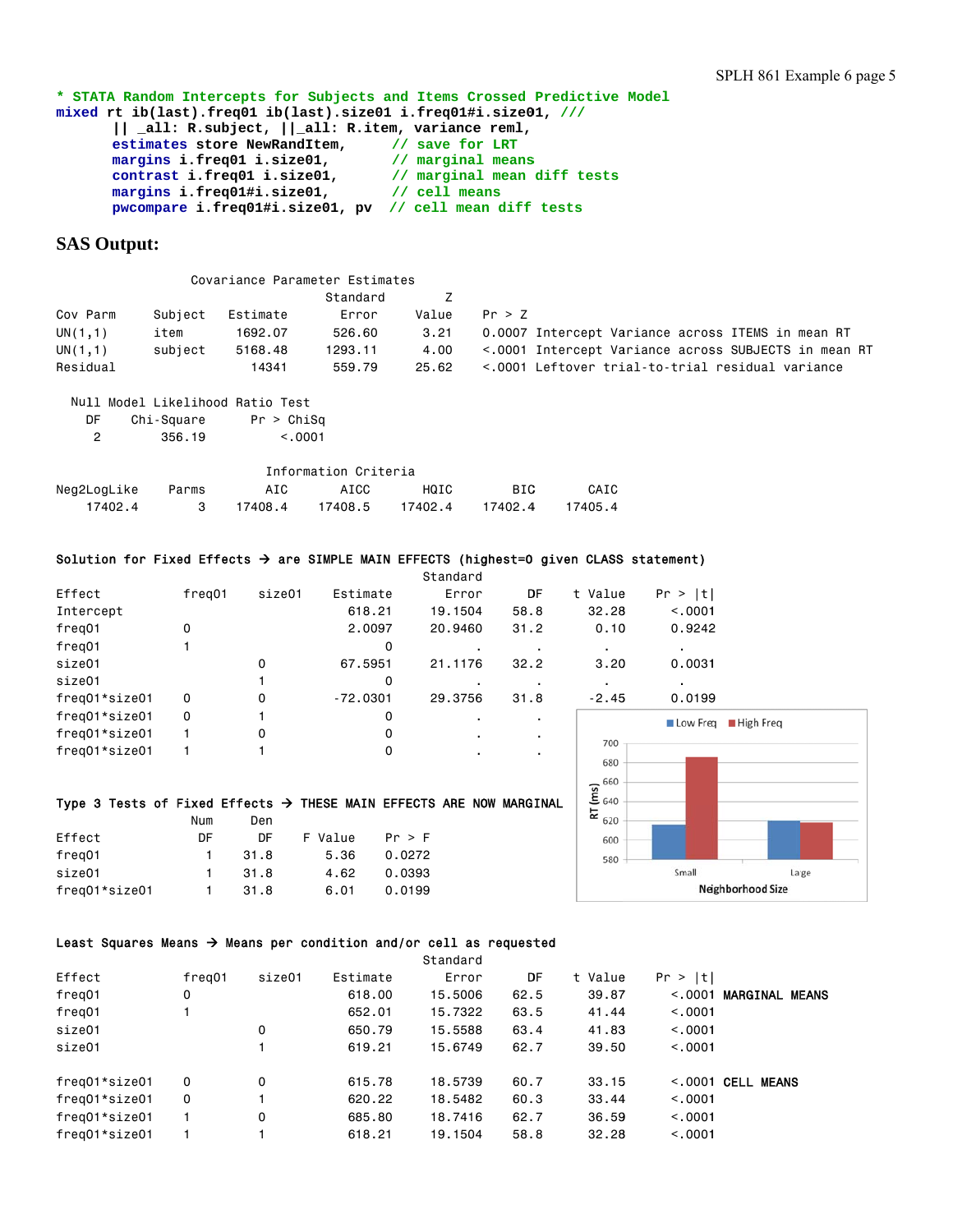```
* STATA Random Intercepts for Subjects and Items Crossed Predictive Model
mixed rt ib(last).freq01 ib(last).size01 i.freq01#i.size01, ///
      || _all: R.subject, ||_all: R.item, variance reml,
      estimates store NewRandItem,      // save for LRT
      margins i.freq01 i.size01,        // marginal means
      contrast i.freq01 i.size01,       // marginal mean diff tests
      margins i.freq01#i.size01,        // cell means
      pwcompare i.freq01#i.size01, pv  // cell mean diff tests
```

## SAS Output:

```
                        Covariance Parameter Estimates
                                      Standard        Z
Cov Parm     Subject    Estimate         Error     Value     Pr > Z
UN(1,1)      item        1692.07        526.60      3.21     0.0007 Intercept Variance across ITEMS in mean RT
UN(1,1)      subject     5168.48       1293.11      4.00     <.0001 Intercept Variance across SUBJECTS in mean RT
Residual                   14341        559.79     25.62     <.0001 Leftover trial-to-trial residual variance

  Null Model Likelihood Ratio Test
    DF    Chi-Square      Pr > ChiSq
     2        356.19          <.0001

                             Information Criteria
Neg2LogLike     Parms       AIC       AICC       HQIC        BIC       CAIC
    17402.4         3   17408.4    17408.5    17402.4    17402.4    17405.4


Solution for Fixed Effects → are SIMPLE MAIN EFFECTS (highest=0 given CLASS statement)
                                                  Standard
Effect            freq01    size01    Estimate       Error      DF    t Value     Pr > |t|
Intercept                               618.21     19.1504    58.8      32.28       <.0001
freq01            0                     2.0097     20.9460    31.2       0.10       0.9242
freq01            1                          0           .       .          .            .
size01                      0          67.5951     21.1176    32.2       3.20       0.0031
size01                      1                0           .       .          .            .
freq01*size01     0         0         -72.0301     29.3756    31.8      -2.45       0.0199
freq01*size01     0         1                0           .       .
freq01*size01     1         0                0           .       .
freq01*size01     1         1                0           .       .


Type 3 Tests of Fixed Effects → THESE MAIN EFFECTS ARE NOW MARGINAL
                     Num      Den
Effect                DF       DF    F Value    Pr > F
freq01                 1     31.8       5.36    0.0272
size01                 1     31.8       4.62    0.0393
freq01*size01          1     31.8       6.01    0.0199
```

Chart: RT (ms) by Neighborhood Size (Small, Large); legend: Low Freq, High Freq

```
Least Squares Means → Means per condition and/or cell as requested
                                                  Standard
Effect            freq01    size01    Estimate       Error      DF    t Value     Pr > |t|
freq01            0                     618.00     15.5006    62.5      39.87       <.0001 MARGINAL MEANS
freq01            1                     652.01     15.7322    63.5      41.44       <.0001
size01                      0           650.79     15.5588    63.4      41.83       <.0001
size01                      1           619.21     15.6749    62.7      39.50       <.0001

freq01*size01     0         0           615.78     18.5739    60.7      33.15       <.0001 CELL MEANS
freq01*size01     0         1           620.22     18.5482    60.3      33.44       <.0001
freq01*size01     1         0           685.80     18.7416    62.7      36.59       <.0001
freq01*size01     1         1           618.21     19.1504    58.8      32.28       <.0001
```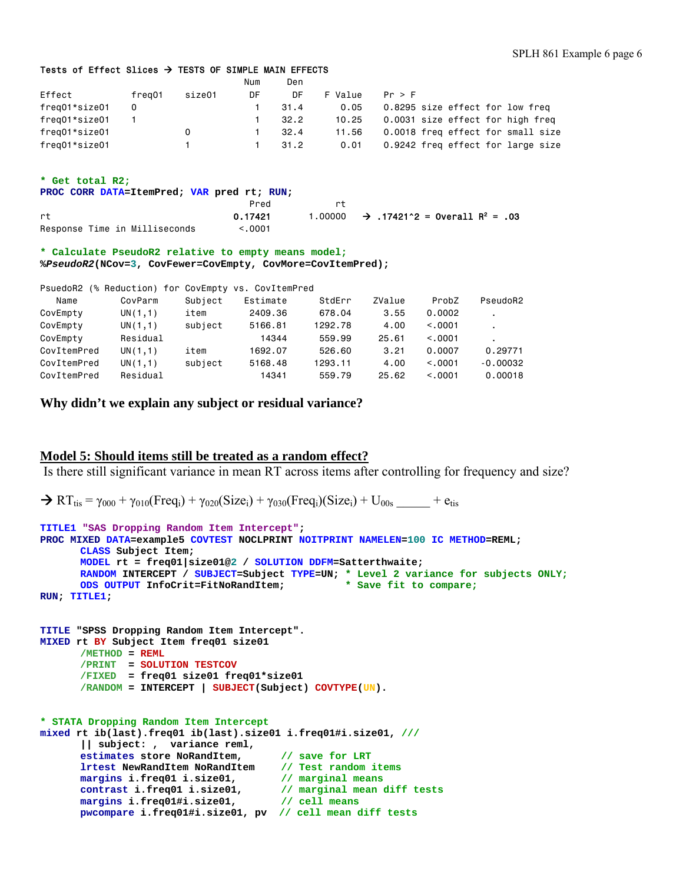```
Tests of Effect Slices → TESTS OF SIMPLE MAIN EFFECTS
                                        Num     Den
Effect          freq01    size01        DF      DF     F Value    Pr > F
freq01*size01   0                        1     31.4       0.05    0.8295 size effect for low freq
freq01*size01   1                        1     32.2      10.25    0.0031 size effect for high freq
freq01*size01             0              1     32.4      11.56    0.0018 freq effect for small size
freq01*size01             1              1     31.2       0.01    0.9242 freq effect for large size
```

```
* Get total R2;
PROC CORR DATA=ItemPred; VAR pred rt; RUN;
                                        Pred          rt
rt                                   0.17421     1.00000   → .17421^2 = Overall R² = .03
Response Time in Milliseconds         <.0001
```

```
* Calculate PseudoR2 relative to empty means model;
%PseudoR2(NCov=3, CovFewer=CovEmpty, CovMore=CovItemPred);
```

PsuedoR2 (% Reduction) for CovEmpty vs. CovItemPred

| Name | CovParm | Subject | Estimate | StdErr | ZValue | ProbZ | PseudoR2 |
|---|---|---|---|---|---|---|---|
| CovEmpty | UN(1,1) | item | 2409.36 | 678.04 | 3.55 | 0.0002 | . |
| CovEmpty | UN(1,1) | subject | 5166.81 | 1292.78 | 4.00 | <.0001 | . |
| CovEmpty | Residual | | 14344 | 559.99 | 25.61 | <.0001 | . |
| CovItemPred | UN(1,1) | item | 1692.07 | 526.60 | 3.21 | 0.0007 | 0.29771 |
| CovItemPred | UN(1,1) | subject | 5168.48 | 1293.11 | 4.00 | <.0001 | -0.00032 |
| CovItemPred | Residual | | 14341 | 559.79 | 25.62 | <.0001 | 0.00018 |

**Why didn't we explain any subject or residual variance?**

## Model 5: Should items still be treated as a random effect?

Is there still significant variance in mean RT across items after controlling for frequency and size?

→ $RT_{tis} = \gamma_{000} + \gamma_{010}(Freq_i) + \gamma_{020}(Size_i) + \gamma_{030}(Freq_i)(Size_i) + U_{00s}$ ______ $+ e_{tis}$

```
TITLE1 "SAS Dropping Random Item Intercept";
PROC MIXED DATA=example5 COVTEST NOCLPRINT NOITPRINT NAMELEN=100 IC METHOD=REML;
      CLASS Subject Item;
      MODEL rt = freq01|size01@2 / SOLUTION DDFM=Satterthwaite;
      RANDOM INTERCEPT / SUBJECT=Subject TYPE=UN; * Level 2 variance for subjects ONLY;
      ODS OUTPUT InfoCrit=FitNoRandItem;          * Save fit to compare;
RUN; TITLE1;
```

```
TITLE "SPSS Dropping Random Item Intercept".
MIXED rt BY Subject Item freq01 size01
      /METHOD = REML
      /PRINT  = SOLUTION TESTCOV
      /FIXED  = freq01 size01 freq01*size01
      /RANDOM = INTERCEPT | SUBJECT(Subject) COVTYPE(UN).
```

```
* STATA Dropping Random Item Intercept
mixed rt ib(last).freq01 ib(last).size01 i.freq01#i.size01, ///
      || subject: ,  variance reml,
      estimates store NoRandItem,      // save for LRT
      lrtest NewRandItem NoRandItem    // Test random items
      margins i.freq01 i.size01,       // marginal means
      contrast i.freq01 i.size01,      // marginal mean diff tests
      margins i.freq01#i.size01,       // cell means
      pwcompare i.freq01#i.size01, pv  // cell mean diff tests
```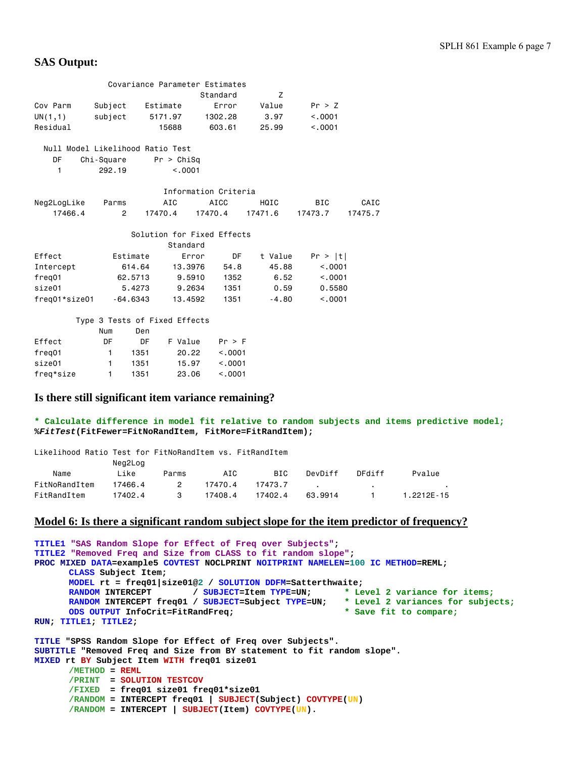## SAS Output:

```
                Covariance Parameter Estimates
                                    Standard         Z
Cov Parm     Subject    Estimate       Error     Value      Pr > Z
UN(1,1)      subject     5171.97     1302.28      3.97      <.0001
Residual                   15688      603.61     25.99      <.0001

  Null Model Likelihood Ratio Test
    DF    Chi-Square      Pr > ChiSq
     1        292.19          <.0001

                          Information Criteria
Neg2LogLike    Parms        AIC       AICC       HQIC        BIC       CAIC
    17466.4        2    17470.4    17470.4    17471.6    17473.7    17475.7

                     Solution for Fixed Effects
                                Standard
Effect           Estimate       Error      DF    t Value    Pr > |t|
Intercept          614.64     13.3976    54.8      45.88      <.0001
freq01            62.5713      9.5910    1352       6.52      <.0001
size01             5.4273      9.2634    1351       0.59      0.5580
freq01*size01    -64.6343     13.4592    1351      -4.80      <.0001

         Type 3 Tests of Fixed Effects
              Num     Den
Effect         DF      DF    F Value    Pr > F
freq01          1    1351      20.22    <.0001
size01          1    1351      15.97    <.0001
freq*size       1    1351      23.06    <.0001
```

### Is there still significant item variance remaining?

```
* Calculate difference in model fit relative to random subjects and items predictive model;
%FitTest(FitFewer=FitNoRandItem, FitMore=FitRandItem);
```

```
Likelihood Ratio Test for FitNoRandItem vs. FitRandItem
                Neg2Log
    Name          Like      Parms       AIC       BIC     DevDiff    DFdiff      Pvalue
FitNoRandItem    17466.4      2      17470.4   17473.7       .          .             .
FitRandItem      17402.4      3      17408.4   17402.4    63.9914       1      1.2212E-15
```

### Model 6: Is there a significant random subject slope for the item predictor of frequency?

```
TITLE1 "SAS Random Slope for Effect of Freq over Subjects";
TITLE2 "Removed Freq and Size from CLASS to fit random slope";
PROC MIXED DATA=example5 COVTEST NOCLPRINT NOITPRINT NAMELEN=100 IC METHOD=REML;
      CLASS Subject Item;
      MODEL rt = freq01|size01@2 / SOLUTION DDFM=Satterthwaite;
      RANDOM INTERCEPT        / SUBJECT=Item TYPE=UN;      * Level 2 variance for items;
      RANDOM INTERCEPT freq01 / SUBJECT=Subject TYPE=UN;   * Level 2 variances for subjects;
      ODS OUTPUT InfoCrit=FitRandFreq;                     * Save fit to compare;
RUN; TITLE1; TITLE2;

TITLE "SPSS Random Slope for Effect of Freq over Subjects".
SUBTITLE "Removed Freq and Size from BY statement to fit random slope".
MIXED rt BY Subject Item WITH freq01 size01
      /METHOD = REML
      /PRINT  = SOLUTION TESTCOV
      /FIXED  = freq01 size01 freq01*size01
      /RANDOM = INTERCEPT freq01 | SUBJECT(Subject) COVTYPE(UN)
      /RANDOM = INTERCEPT | SUBJECT(Item) COVTYPE(UN).
```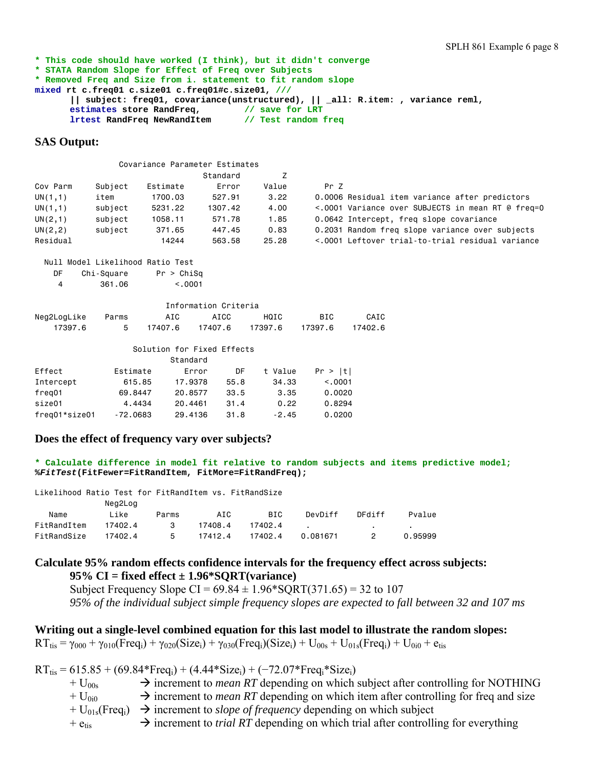```
* This code should have worked (I think), but it didn't converge
* STATA Random Slope for Effect of Freq over Subjects
* Removed Freq and Size from i. statement to fit random slope
mixed rt c.freq01 c.size01 c.freq01#c.size01, ///
      || subject: freq01, covariance(unstructured), || _all: R.item: , variance reml,
      estimates store RandFreq,         // save for LRT
      lrtest RandFreq NewRandItem       // Test random freq
```

**SAS Output:**

```
                 Covariance Parameter Estimates
                                     Standard        Z
Cov Parm     Subject     Estimate       Error     Value        Pr Z
UN(1,1)      item         1700.03      527.91      3.22      0.0006 Residual item variance after predictors
UN(1,1)      subject      5231.22     1307.42      4.00      <.0001 Variance over SUBJECTS in mean RT @ freq=0
UN(2,1)      subject      1058.11      571.78      1.85      0.0642 Intercept, freq slope covariance
UN(2,2)      subject       371.65      447.45      0.83      0.2031 Random freq slope variance over subjects
Residual                    14244      563.58     25.28      <.0001 Leftover trial-to-trial residual variance

  Null Model Likelihood Ratio Test
    DF    Chi-Square      Pr > ChiSq
     4        361.06          <.0001

                        Information Criteria
Neg2LogLike     Parms        AIC       AICC       HQIC        BIC       CAIC
    17397.6         5    17407.6    17407.6    17397.6    17397.6    17402.6

                    Solution for Fixed Effects
                              Standard
Effect           Estimate        Error      DF    t Value    Pr > |t|
Intercept          615.85      17.9378    55.8      34.33      <.0001
freq01            69.8447      20.8577    33.5       3.35      0.0020
size01             4.4434      20.4461    31.4       0.22      0.8294
freq01*size01    -72.0683      29.4136    31.8      -2.45      0.0200
```

**Does the effect of frequency vary over subjects?**

```
* Calculate difference in model fit relative to random subjects and items predictive model;
%FitTest(FitFewer=FitRandItem, FitMore=FitRandFreq);

Likelihood Ratio Test for FitRandItem vs. FitRandSize
              Neg2Log
   Name          Like     Parms        AIC        BIC     DevDiff     DFdiff      Pvalue
FitRandItem   17402.4       3     17408.4    17402.4     .              .          .
FitRandSize   17402.4       5     17412.4    17402.4     0.081671       2          0.95999
```

**Calculate 95% random effects confidence intervals for the frequency effect across subjects:**

**95% CI = fixed effect ± 1.96\*SQRT(variance)**

Subject Frequency Slope CI = 69.84 ± 1.96*SQRT(371.65) = 32 to 107

*95% of the individual subject simple frequency slopes are expected to fall between 32 and 107 ms*

**Writing out a single-level combined equation for this last model to illustrate the random slopes:**

$$RT_{tis} = \gamma_{000} + \gamma_{010}(Freq_i) + \gamma_{020}(Size_i) + \gamma_{030}(Freq_i)(Size_i) + U_{00s} + U_{01s}(Freq_i) + U_{0i0} + e_{tis}$$

$$RT_{tis} = 615.85 + (69.84*Freq_i) + (4.44*Size_i) + (-72.07*Freq_i*Size_i)$$

- $+ U_{00s}$ → increment to *mean RT* depending on which subject after controlling for NOTHING
- $+ U_{0i0}$ → increment to *mean RT* depending on which item after controlling for freq and size
- $+ U_{01s}(Freq_i)$ → increment to *slope of frequency* depending on which subject
- $+ e_{tis}$ → increment to *trial RT* depending on which trial after controlling for everything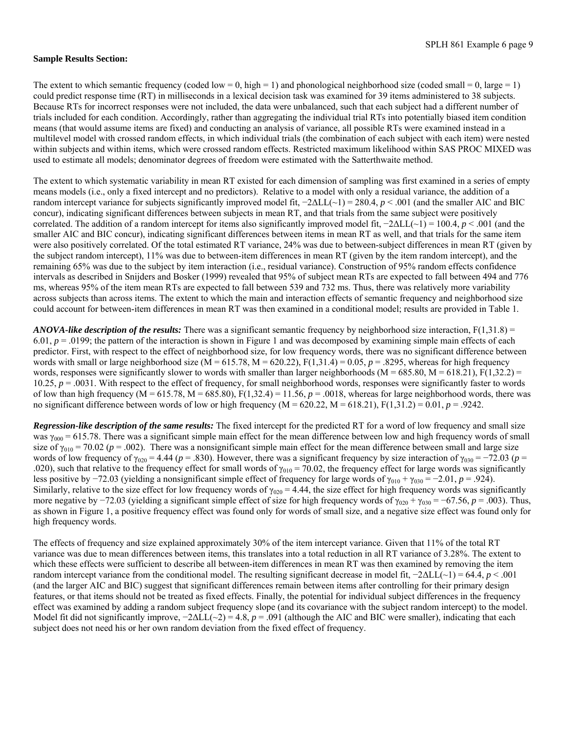**Sample Results Section:**

The extent to which semantic frequency (coded low = 0, high = 1) and phonological neighborhood size (coded small = 0, large = 1) could predict response time (RT) in milliseconds in a lexical decision task was examined for 39 items administered to 38 subjects. Because RTs for incorrect responses were not included, the data were unbalanced, such that each subject had a different number of trials included for each condition. Accordingly, rather than aggregating the individual trial RTs into potentially biased item condition means (that would assume items are fixed) and conducting an analysis of variance, all possible RTs were examined instead in a multilevel model with crossed random effects, in which individual trials (the combination of each subject with each item) were nested within subjects and within items, which were crossed random effects. Restricted maximum likelihood within SAS PROC MIXED was used to estimate all models; denominator degrees of freedom were estimated with the Satterthwaite method.

The extent to which systematic variability in mean RT existed for each dimension of sampling was first examined in a series of empty means models (i.e., only a fixed intercept and no predictors). Relative to a model with only a residual variance, the addition of a random intercept variance for subjects significantly improved model fit, $-2\Delta LL(\sim 1) = 280.4$, $p < .001$ (and the smaller AIC and BIC concur), indicating significant differences between subjects in mean RT, and that trials from the same subject were positively correlated. The addition of a random intercept for items also significantly improved model fit, $-2\Delta LL(\sim 1) = 100.4$, $p < .001$ (and the smaller AIC and BIC concur), indicating significant differences between items in mean RT as well, and that trials for the same item were also positively correlated. Of the total estimated RT variance, 24% was due to between-subject differences in mean RT (given by the subject random intercept), 11% was due to between-item differences in mean RT (given by the item random intercept), and the remaining 65% was due to the subject by item interaction (i.e., residual variance). Construction of 95% random effects confidence intervals as described in Snijders and Bosker (1999) revealed that 95% of subject mean RTs are expected to fall between 494 and 776 ms, whereas 95% of the item mean RTs are expected to fall between 539 and 732 ms. Thus, there was relatively more variability across subjects than across items. The extent to which the main and interaction effects of semantic frequency and neighborhood size could account for between-item differences in mean RT was then examined in a conditional model; results are provided in Table 1.

***ANOVA-like description of the results:*** There was a significant semantic frequency by neighborhood size interaction, $F(1,31.8) = 6.01$, $p = .0199$; the pattern of the interaction is shown in Figure 1 and was decomposed by examining simple main effects of each predictor. First, with respect to the effect of neighborhood size, for low frequency words, there was no significant difference between words with small or large neighborhood size ($M = 615.78$, $M = 620.22$), $F(1,31.4) = 0.05$, $p = .8295$, whereas for high frequency words, responses were significantly slower to words with smaller than larger neighborhoods ($M = 685.80$, $M = 618.21$), $F(1,32.2) = 10.25$, $p = .0031$. With respect to the effect of frequency, for small neighborhood words, responses were significantly faster to words of low than high frequency ($M = 615.78$, $M = 685.80$), $F(1,32.4) = 11.56$, $p = .0018$, whereas for large neighborhood words, there was no significant difference between words of low or high frequency ($M = 620.22$, $M = 618.21$), $F(1,31.2) = 0.01$, $p = .9242$.

***Regression-like description of the same results:*** The fixed intercept for the predicted RT for a word of low frequency and small size was $\gamma_{000} = 615.78$. There was a significant simple main effect for the mean difference between low and high frequency words of small size of $\gamma_{010} = 70.02$ ($p = .002$). There was a nonsignificant simple main effect for the mean difference between small and large size words of low frequency of $\gamma_{020} = 4.44$ ($p = .830$). However, there was a significant frequency by size interaction of $\gamma_{030} = -72.03$ ($p = .020$), such that relative to the frequency effect for small words of $\gamma_{010} = 70.02$, the frequency effect for large words was significantly less positive by $-72.03$ (yielding a nonsignificant simple effect of frequency for large words of $\gamma_{010} + \gamma_{030} = -2.01$, $p = .924$). Similarly, relative to the size effect for low frequency words of $\gamma_{020} = 4.44$, the size effect for high frequency words was significantly more negative by $-72.03$ (yielding a significant simple effect of size for high frequency words of $\gamma_{020} + \gamma_{030} = -67.56$, $p = .003$). Thus, as shown in Figure 1, a positive frequency effect was found only for words of small size, and a negative size effect was found only for high frequency words.

The effects of frequency and size explained approximately 30% of the item intercept variance. Given that 11% of the total RT variance was due to mean differences between items, this translates into a total reduction in all RT variance of 3.28%. The extent to which these effects were sufficient to describe all between-item differences in mean RT was then examined by removing the item random intercept variance from the conditional model. The resulting significant decrease in model fit, $-2\Delta LL(\sim 1) = 64.4$, $p < .001$ (and the larger AIC and BIC) suggest that significant differences remain between items after controlling for their primary design features, or that items should not be treated as fixed effects. Finally, the potential for individual subject differences in the frequency effect was examined by adding a random subject frequency slope (and its covariance with the subject random intercept) to the model. Model fit did not significantly improve, $-2\Delta LL(\sim 2) = 4.8$, $p = .091$ (although the AIC and BIC were smaller), indicating that each subject does not need his or her own random deviation from the fixed effect of frequency.